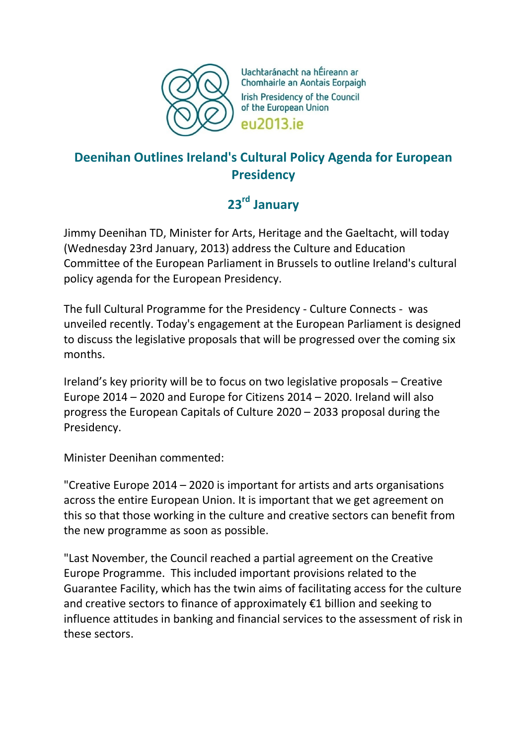Uachtaránacht na hÉireann ar Chomhairle an Aontais Eorpaigh
Irish Presidency of the Council of the European Union
eu2013.ie

# Deenihan Outlines Ireland's Cultural Policy Agenda for European Presidency

## 23rd January

Jimmy Deenihan TD, Minister for Arts, Heritage and the Gaeltacht, will today (Wednesday 23rd January, 2013) address the Culture and Education Committee of the European Parliament in Brussels to outline Ireland's cultural policy agenda for the European Presidency.

The full Cultural Programme for the Presidency - Culture Connects - was unveiled recently. Today's engagement at the European Parliament is designed to discuss the legislative proposals that will be progressed over the coming six months.

Ireland's key priority will be to focus on two legislative proposals – Creative Europe 2014 – 2020 and Europe for Citizens 2014 – 2020. Ireland will also progress the European Capitals of Culture 2020 – 2033 proposal during the Presidency.

Minister Deenihan commented:

"Creative Europe 2014 – 2020 is important for artists and arts organisations across the entire European Union. It is important that we get agreement on this so that those working in the culture and creative sectors can benefit from the new programme as soon as possible.

"Last November, the Council reached a partial agreement on the Creative Europe Programme. This included important provisions related to the Guarantee Facility, which has the twin aims of facilitating access for the culture and creative sectors to finance of approximately €1 billion and seeking to influence attitudes in banking and financial services to the assessment of risk in these sectors.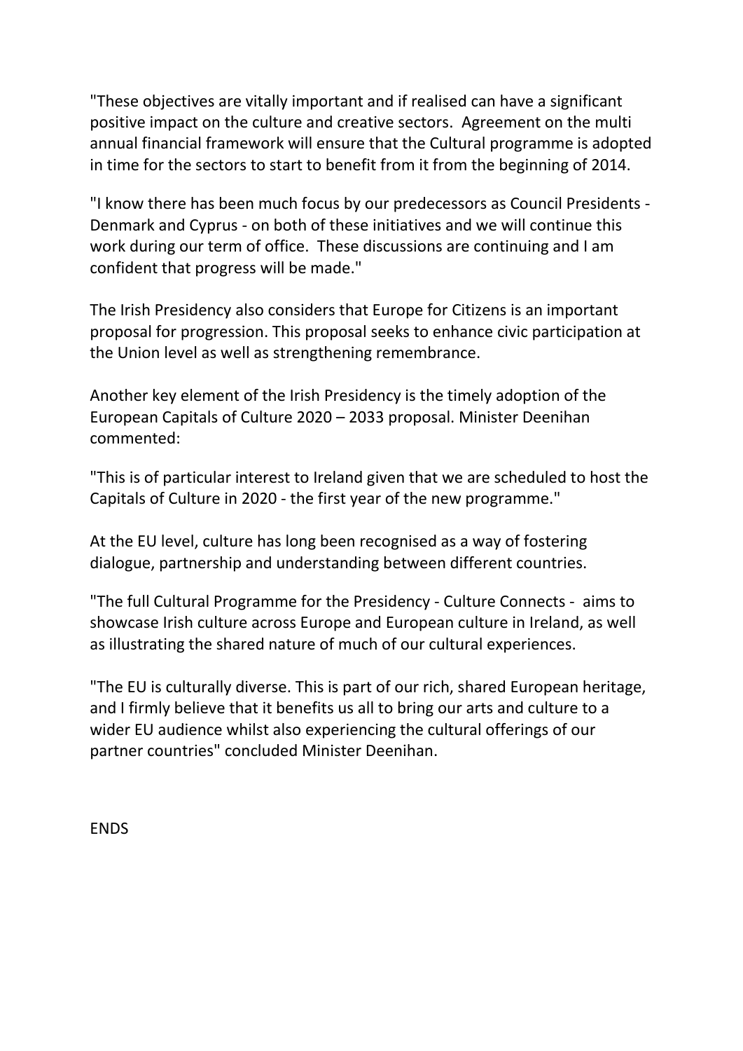"These objectives are vitally important and if realised can have a significant positive impact on the culture and creative sectors. Agreement on the multi annual financial framework will ensure that the Cultural programme is adopted in time for the sectors to start to benefit from it from the beginning of 2014.

"I know there has been much focus by our predecessors as Council Presidents - Denmark and Cyprus - on both of these initiatives and we will continue this work during our term of office. These discussions are continuing and I am confident that progress will be made."

The Irish Presidency also considers that Europe for Citizens is an important proposal for progression. This proposal seeks to enhance civic participation at the Union level as well as strengthening remembrance.

Another key element of the Irish Presidency is the timely adoption of the European Capitals of Culture 2020 – 2033 proposal. Minister Deenihan commented:

"This is of particular interest to Ireland given that we are scheduled to host the Capitals of Culture in 2020 - the first year of the new programme."

At the EU level, culture has long been recognised as a way of fostering dialogue, partnership and understanding between different countries.

"The full Cultural Programme for the Presidency - Culture Connects - aims to showcase Irish culture across Europe and European culture in Ireland, as well as illustrating the shared nature of much of our cultural experiences.

"The EU is culturally diverse. This is part of our rich, shared European heritage, and I firmly believe that it benefits us all to bring our arts and culture to a wider EU audience whilst also experiencing the cultural offerings of our partner countries" concluded Minister Deenihan.

ENDS